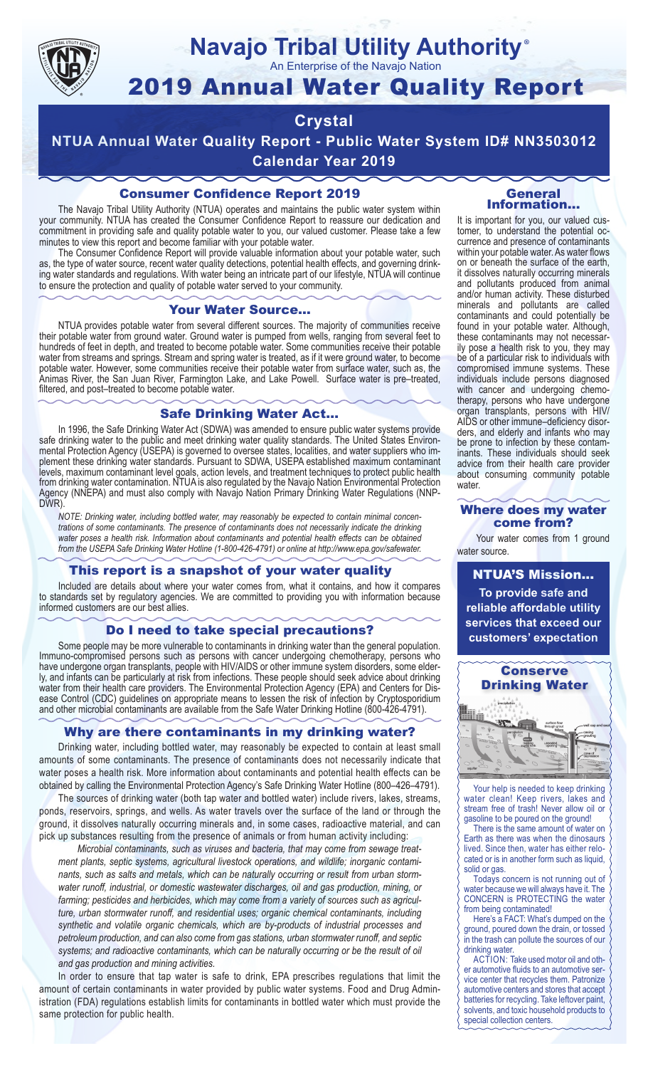# Navajo Tribal Utility Authority®

An Enterprise of the Navajo Nation

# 2019 Annual Water Quality Report

## Crystal

**NTUA Annual Water Quality Report - Public Water System ID# NN3503012**

**Calendar Year 2019**

## Consumer Confidence Report 2019

The Navajo Tribal Utility Authority (NTUA) operates and maintains the public water system within your community. NTUA has created the Consumer Confidence Report to reassure our dedication and commitment in providing safe and quality potable water to you, our valued customer. Please take a few minutes to view this report and become familiar with your potable water.

The Consumer Confidence Report will provide valuable information about your potable water, such as, the type of water source, recent water quality detections, potential health effects, and governing drinking water standards and regulations. With water being an intricate part of our lifestyle, NTUA will continue to ensure the protection and quality of potable water served to your community.

## Your Water Source…

NTUA provides potable water from several different sources. The majority of communities receive their potable water from ground water. Ground water is pumped from wells, ranging from several feet to hundreds of feet in depth, and treated to become potable water. Some communities receive their potable water from streams and springs. Stream and spring water is treated, as if it were ground water, to become potable water. However, some communities receive their potable water from surface water, such as, the Animas River, the San Juan River, Farmington Lake, and Lake Powell. Surface water is pre–treated, filtered, and post–treated to become potable water.

## Safe Drinking Water Act…

In 1996, the Safe Drinking Water Act (SDWA) was amended to ensure public water systems provide safe drinking water to the public and meet drinking water quality standards. The United States Environmental Protection Agency (USEPA) is governed to oversee states, localities, and water suppliers who implement these drinking water standards. Pursuant to SDWA, USEPA established maximum contaminant levels, maximum contaminant level goals, action levels, and treatment techniques to protect public health from drinking water contamination. NTUA is also regulated by the Navajo Nation Environmental Protection Agency (NNEPA) and must also comply with Navajo Nation Primary Drinking Water Regulations (NNPDWR).

*NOTE: Drinking water, including bottled water, may reasonably be expected to contain minimal concentrations of some contaminants. The presence of contaminants does not necessarily indicate the drinking water poses a health risk. Information about contaminants and potential health effects can be obtained from the USEPA Safe Drinking Water Hotline (1-800-426-4791) or online at http://www.epa.gov/safewater.*

## This report is a snapshot of your water quality

Included are details about where your water comes from, what it contains, and how it compares to standards set by regulatory agencies. We are committed to providing you with information because informed customers are our best allies.

## Do I need to take special precautions?

Some people may be more vulnerable to contaminants in drinking water than the general population. Immuno-compromised persons such as persons with cancer undergoing chemotherapy, persons who have undergone organ transplants, people with HIV/AIDS or other immune system disorders, some elderly, and infants can be particularly at risk from infections. These people should seek advice about drinking water from their health care providers. The Environmental Protection Agency (EPA) and Centers for Disease Control (CDC) guidelines on appropriate means to lessen the risk of infection by Cryptosporidium and other microbial contaminants are available from the Safe Water Drinking Hotline (800-426-4791).

## Why are there contaminants in my drinking water?

Drinking water, including bottled water, may reasonably be expected to contain at least small amounts of some contaminants. The presence of contaminants does not necessarily indicate that water poses a health risk. More information about contaminants and potential health effects can be obtained by calling the Environmental Protection Agency's Safe Drinking Water Hotline (800–426–4791).

The sources of drinking water (both tap water and bottled water) include rivers, lakes, streams, ponds, reservoirs, springs, and wells. As water travels over the surface of the land or through the ground, it dissolves naturally occurring minerals and, in some cases, radioactive material, and can pick up substances resulting from the presence of animals or from human activity including:

*Microbial contaminants, such as viruses and bacteria, that may come from sewage treatment plants, septic systems, agricultural livestock operations, and wildlife; inorganic contaminants, such as salts and metals, which can be naturally occurring or result from urban stormwater runoff, industrial, or domestic wastewater discharges, oil and gas production, mining, or farming; pesticides and herbicides, which may come from a variety of sources such as agriculture, urban stormwater runoff, and residential uses; organic chemical contaminants, including synthetic and volatile organic chemicals, which are by-products of industrial processes and petroleum production, and can also come from gas stations, urban stormwater runoff, and septic systems; and radioactive contaminants, which can be naturally occurring or be the result of oil and gas production and mining activities.*

In order to ensure that tap water is safe to drink, EPA prescribes regulations that limit the amount of certain contaminants in water provided by public water systems. Food and Drug Administration (FDA) regulations establish limits for contaminants in bottled water which must provide the same protection for public health.

## General Information…

It is important for you, our valued customer, to understand the potential occurrence and presence of contaminants within your potable water. As water flows on or beneath the surface of the earth, it dissolves naturally occurring minerals and pollutants produced from animal and/or human activity. These disturbed minerals and pollutants are called contaminants and could potentially be found in your potable water. Although, these contaminants may not necessarily pose a health risk to you, they may be of a particular risk to individuals with compromised immune systems. These individuals include persons diagnosed with cancer and undergoing chemo-therapy, persons who have undergone organ transplants, persons with HIV/AIDS or other immune–deficiency disorders, and elderly and infants who may be prone to infection by these contaminants. These individuals should seek advice from their health care provider about consuming community potable water.

## Where does my water come from?

Your water comes from 1 ground water source.

## NTUA'S Mission…

**To provide safe and reliable affordable utility services that exceed our customers' expectation**

## Conserve Drinking Water

Your help is needed to keep drinking water clean! Keep rivers, lakes and stream free of trash! Never allow oil or gasoline to be poured on the ground!

There is the same amount of water on Earth as there was when the dinosaurs lived. Since then, water has either relocated or is in another form such as liquid, solid or gas.

Todays concern is not running out of water because we will always have it. The CONCERN is PROTECTING the water from being contaminated!

Here's a FACT: What's dumped on the ground, poured down the drain, or tossed in the trash can pollute the sources of our drinking water.

ACTION: Take used motor oil and other automotive fluids to an automotive service center that recycles them. Patronize automotive centers and stores that accept batteries for recycling. Take leftover paint, solvents, and toxic household products to special collection centers.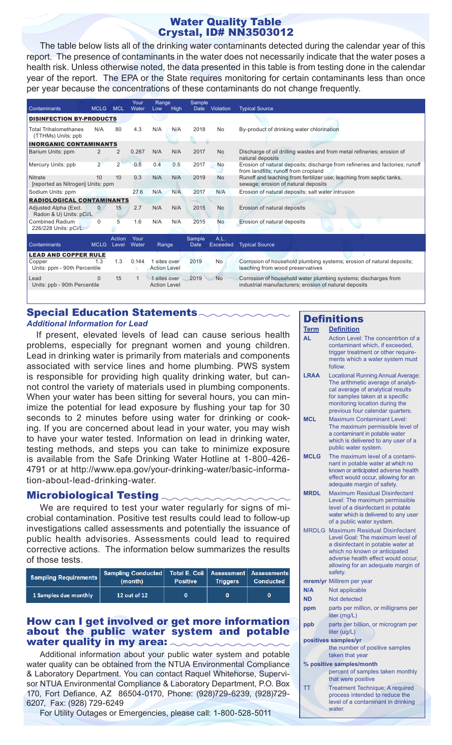# Water Quality Table
## Crystal, ID# NN3503012

The table below lists all of the drinking water contaminants detected during the calendar year of this report. The presence of contaminants in the water does not necessarily indicate that the water poses a health risk. Unless otherwise noted, the data presented in this table is from testing done in the calendar year of the report. The EPA or the State requires monitoring for certain contaminants less than once per year because the concentrations of these contaminants do not change frequently.

| Contaminants | MCLG | MCL | Your Water | Range Low | Range High | Sample Date | Violation | Typical Source |
|---|---|---|---|---|---|---|---|---|
| **DISINFECTION BY-PRODUCTS** | | | | | | | | |
| Total Trihalomethanes (TTHMs) Units: ppb | N/A | 80 | 4.3 | N/A | N/A | 2018 | No | By-product of drinking water chlorination |
| **INORGANIC CONTAMINANTS** | | | | | | | | |
| Barium Units: ppm | 2 | 2 | 0.267 | N/A | N/A | 2017 | No | Discharge of oil drilling wastes and from metal refineries; erosion of natural deposits |
| Mercury Units: ppb | 2 | 2 | 0.5 | 0.4 | 0.5 | 2017 | No | Erosion of natural deposits; discharge from refineries and factories; runoff from landfills; runoff from cropland |
| Nitrate [reported as Nitrogen] Units: ppm | 10 | 10 | 0.3 | N/A | N/A | 2019 | No | Runoff and leaching from fertilizer use; leaching from septic tanks, sewage; erosion of natural deposits |
| Sodium Units: ppm | | | 27.6 | N/A | N/A | 2017 | N/A | Erosion of natural deposits; salt water intrusion |
| **RADIOLOGICAL CONTAMINANTS** | | | | | | | | |
| Adjusted Alpha (Excl. Radon & U) Units: pCi/L | 0 | 15 | 2.7 | N/A | N/A | 2015 | No | Erosion of natural deposits |
| Combined Radium 226/228 Units: pCi/L | 0 | 5 | 1.6 | N/A | N/A | 2015 | No | Erosion of natural deposits |

| Contaminants | MCLG | Action Level | Your Water | Range | Sample Date | A.L. Exceeded | Typical Source |
|---|---|---|---|---|---|---|---|
| **LEAD AND COPPER RULE** | | | | | | | |
| Copper Units: ppm - 90th Percentile | 1.3 | 1.3 | 0.144 | 1 sites over Action Level | 2019 | No | Corrosion of household plumbing systems; erosion of natural deposits; leaching from wood preservatives |
| Lead Units: ppb - 90th Percentile | 0 | 15 | 1 | 1 sites over Action Level | 2019 | No | Corrosion of household water plumbing systems; discharges from industrial manufacturers; erosion of natural deposits |

## Special Education Statements

### *Additional Information for Lead*

If present, elevated levels of lead can cause serious health problems, especially for pregnant women and young children. Lead in drinking water is primarily from materials and components associated with service lines and home plumbing. PWS system is responsible for providing high quality drinking water, but cannot control the variety of materials used in plumbing components. When your water has been sitting for several hours, you can minimize the potential for lead exposure by flushing your tap for 30 seconds to 2 minutes before using water for drinking or cooking. If you are concerned about lead in your water, you may wish to have your water tested. Information on lead in drinking water, testing methods, and steps you can take to minimize exposure is available from the Safe Drinking Water Hotline at 1-800-426-4791 or at http://www.epa.gov/your-drinking-water/basic-information-about-lead-drinking-water.

## Microbiological Testing

We are required to test your water regularly for signs of microbial contamination. Positive test results could lead to follow-up investigations called assessments and potentially the issuance of public health advisories. Assessments could lead to required corrective actions. The information below summarizes the results of those tests.

| Sampling Requirements | Sampling Conducted (month) | Total E. Coli Positive | Assessment Triggers | Assessments Conducted |
|---|---|---|---|---|
| 1 Samples due monthly | 12 out of 12 | 0 | 0 | 0 |

## How can I get involved or get more information about the public water system and potable water quality in my area:

Additional information about your public water system and potable water quality can be obtained from the NTUA Environmental Compliance & Laboratory Department. You can contact Raquel Whitehorse, Supervisor NTUA Environmental Compliance & Laboratory Department, P.O. Box 170, Fort Defiance, AZ 86504-0170, Phone: (928)729-6239, (928)729-6207, Fax: (928) 729-6249

For Utility Outages or Emergencies, please call: 1-800-528-5011

## Definitions

| Term | Definition |
|---|---|
| **AL** | Action Level: The concentrtion of a contaminant which, if exceeded, trigger treatment or other requirements which a water system must follow. |
| **LRAA** | Locational Running Annual Average: The arithmetic average of analytical average of analytical results for samples taken at a specific monitoring location during the previous four calendar quarters. |
| **MCL** | Maximum Contaminant Level: The maximum permissible level of a contaminant in potable water which is delivered to any user of a public water system. |
| **MCLG** | The maximum level of a contaminant in potable water at which no known or anticipated adverse health effect would occur, allowing for an adequate margin of safety. |
| **MRDL** | Maximum Residual Disinfectant Level: The maximum permissible level of a disinfectant in potable water which is delivered to any user of a public water system. |
| **MRDLG** | Maximum Residual Disinfectant Level Goal: The maximum level of a disinfectant in potable water at which no known or anticipated adverse health effect would occur, allowing for an adequate margin of safety. |
| **mrem/yr** | Millirem per year |
| **N/A** | Not applicable |
| **ND** | Not detected |
| **ppm** | parts per million, or milligrams per liter (mg/L) |
| **ppb** | parts per billion, or microgram per liter (ug/L) |
| **positives samples/yr** | the number of positive samples taken that year |
| **% positive samples/month** | percent of samples taken monthly that were positive |
| **TT** | Treatment Technique: A required process intended to reduce the level of a contaminant in drinking water. |